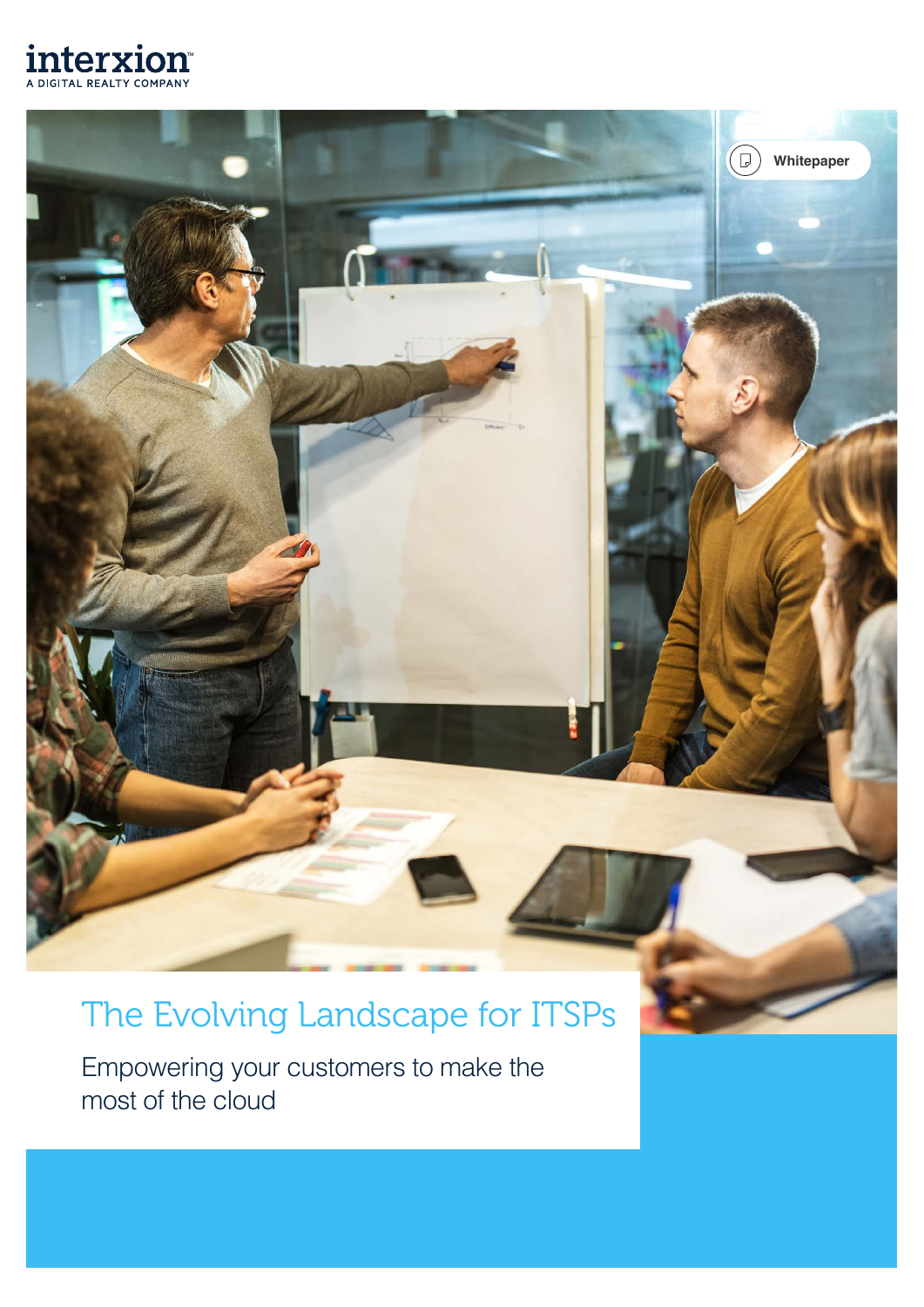interxion
A DIGITAL REALTY COMPANY

Whitepaper

# The Evolving Landscape for ITSPs

## Empowering your customers to make the most of the cloud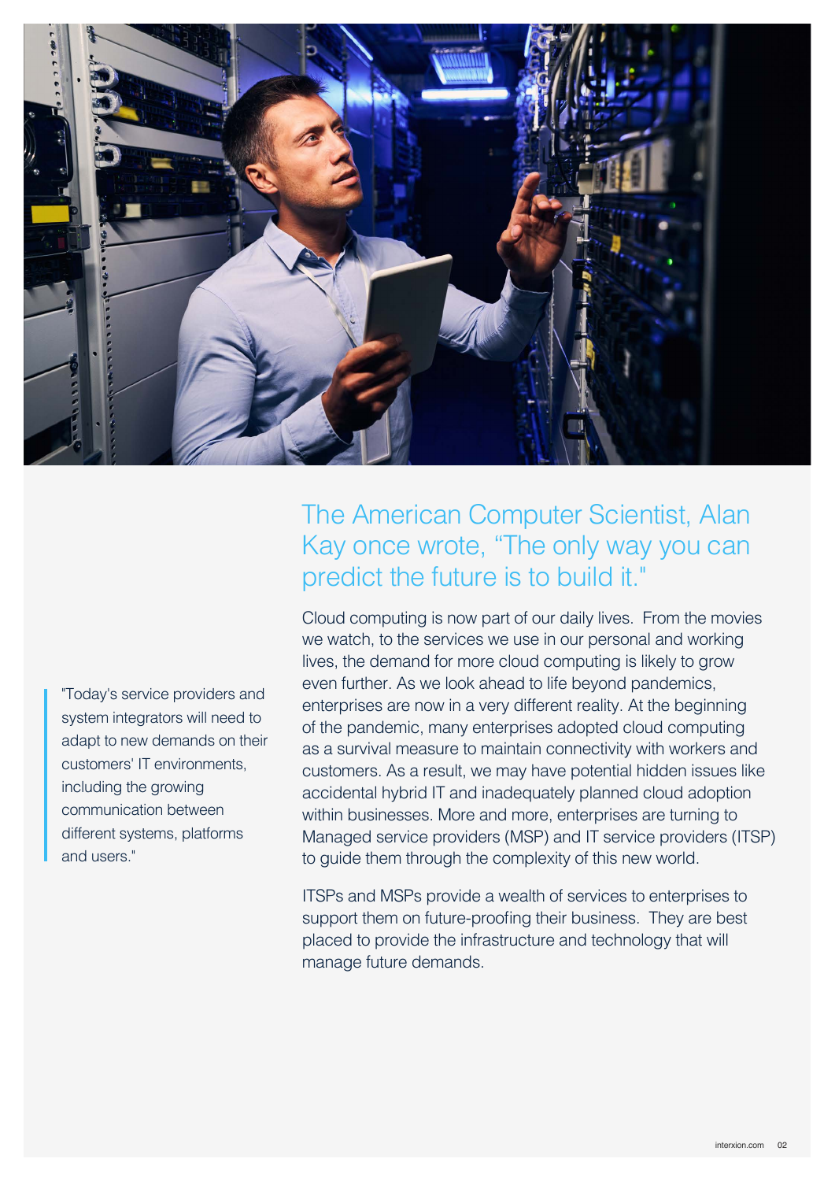## The American Computer Scientist, Alan Kay once wrote, “The only way you can predict the future is to build it."

> "Today's service providers and system integrators will need to adapt to new demands on their customers' IT environments, including the growing communication between different systems, platforms and users."

Cloud computing is now part of our daily lives. From the movies we watch, to the services we use in our personal and working lives, the demand for more cloud computing is likely to grow even further. As we look ahead to life beyond pandemics, enterprises are now in a very different reality. At the beginning of the pandemic, many enterprises adopted cloud computing as a survival measure to maintain connectivity with workers and customers. As a result, we may have potential hidden issues like accidental hybrid IT and inadequately planned cloud adoption within businesses. More and more, enterprises are turning to Managed service providers (MSP) and IT service providers (ITSP) to guide them through the complexity of this new world.

ITSPs and MSPs provide a wealth of services to enterprises to support them on future-proofing their business. They are best placed to provide the infrastructure and technology that will manage future demands.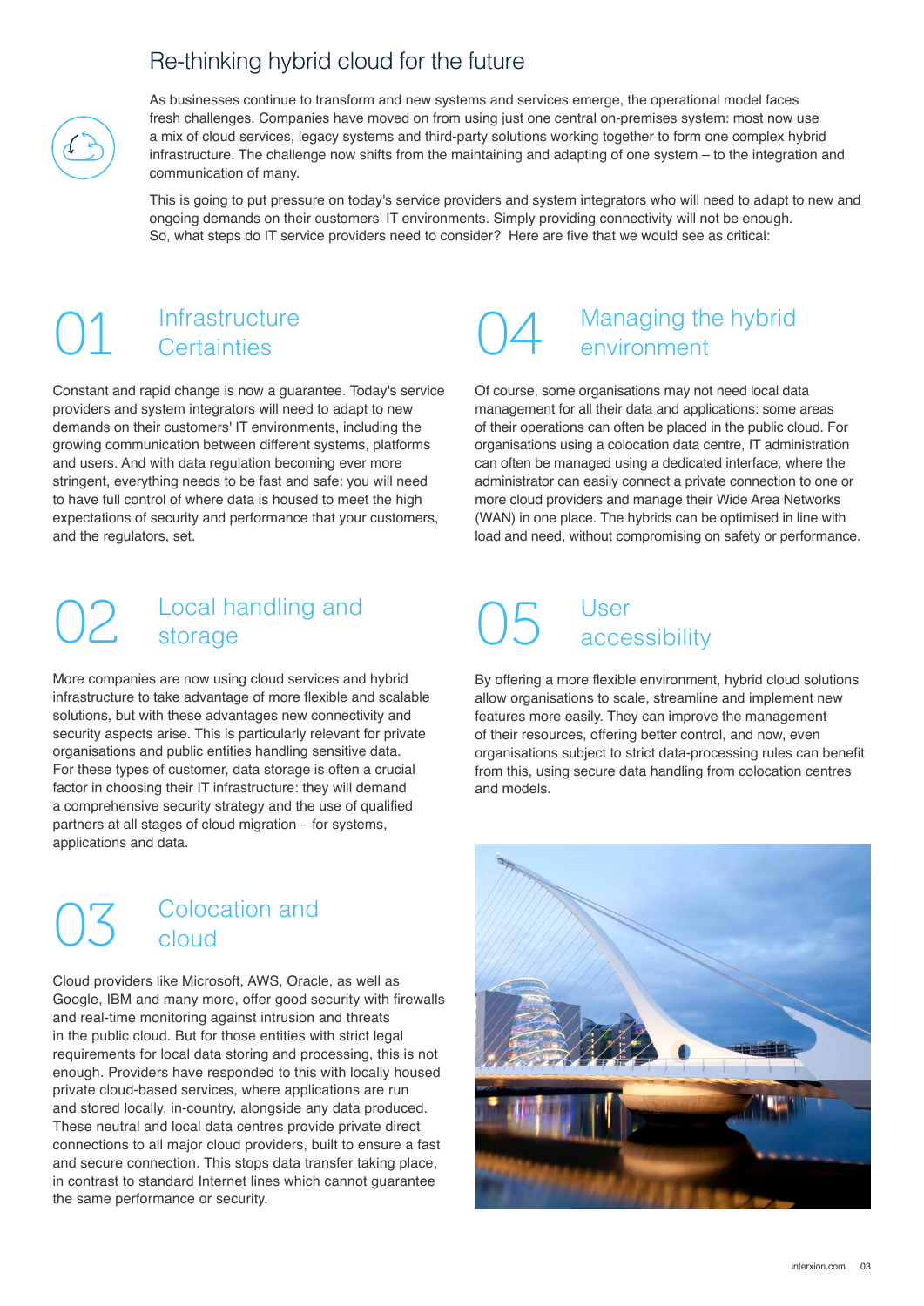# Re-thinking hybrid cloud for the future

As businesses continue to transform and new systems and services emerge, the operational model faces fresh challenges. Companies have moved on from using just one central on-premises system: most now use a mix of cloud services, legacy systems and third-party solutions working together to form one complex hybrid infrastructure. The challenge now shifts from the maintaining and adapting of one system – to the integration and communication of many.

This is going to put pressure on today's service providers and system integrators who will need to adapt to new and ongoing demands on their customers' IT environments. Simply providing connectivity will not be enough. So, what steps do IT service providers need to consider? Here are five that we would see as critical:

## 01 Infrastructure Certainties

Constant and rapid change is now a guarantee. Today's service providers and system integrators will need to adapt to new demands on their customers' IT environments, including the growing communication between different systems, platforms and users. And with data regulation becoming ever more stringent, everything needs to be fast and safe: you will need to have full control of where data is housed to meet the high expectations of security and performance that your customers, and the regulators, set.

## 02 Local handling and storage

More companies are now using cloud services and hybrid infrastructure to take advantage of more flexible and scalable solutions, but with these advantages new connectivity and security aspects arise. This is particularly relevant for private organisations and public entities handling sensitive data. For these types of customer, data storage is often a crucial factor in choosing their IT infrastructure: they will demand a comprehensive security strategy and the use of qualified partners at all stages of cloud migration – for systems, applications and data.

## 03 Colocation and cloud

Cloud providers like Microsoft, AWS, Oracle, as well as Google, IBM and many more, offer good security with firewalls and real-time monitoring against intrusion and threats in the public cloud. But for those entities with strict legal requirements for local data storing and processing, this is not enough. Providers have responded to this with locally housed private cloud-based services, where applications are run and stored locally, in-country, alongside any data produced. These neutral and local data centres provide private direct connections to all major cloud providers, built to ensure a fast and secure connection. This stops data transfer taking place, in contrast to standard Internet lines which cannot guarantee the same performance or security.

## 04 Managing the hybrid environment

Of course, some organisations may not need local data management for all their data and applications: some areas of their operations can often be placed in the public cloud. For organisations using a colocation data centre, IT administration can often be managed using a dedicated interface, where the administrator can easily connect a private connection to one or more cloud providers and manage their Wide Area Networks (WAN) in one place. The hybrids can be optimised in line with load and need, without compromising on safety or performance.

## 05 User accessibility

By offering a more flexible environment, hybrid cloud solutions allow organisations to scale, streamline and implement new features more easily. They can improve the management of their resources, offering better control, and now, even organisations subject to strict data-processing rules can benefit from this, using secure data handling from colocation centres and models.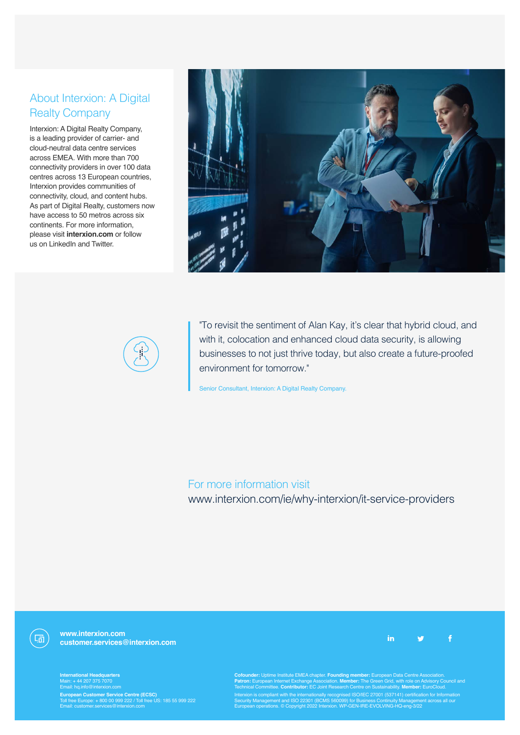## About Interxion: A Digital Realty Company

Interxion: A Digital Realty Company, is a leading provider of carrier- and cloud-neutral data centre services across EMEA. With more than 700 connectivity providers in over 100 data centres across 13 European countries, Interxion provides communities of connectivity, cloud, and content hubs. As part of Digital Realty, customers now have access to 50 metros across six continents. For more information, please visit **interxion.com** or follow us on LinkedIn and Twitter.

> "To revisit the sentiment of Alan Kay, it's clear that hybrid cloud, and with it, colocation and enhanced cloud data security, is allowing businesses to not just thrive today, but also create a future-proofed environment for tomorrow."
>
> Senior Consultant, Interxion: A Digital Realty Company.

For more information visit
www.interxion.com/ie/why-interxion/it-service-providers

**www.interxion.com**
**customer.services@interxion.com**

**International Headquarters**
Main: + 44 207 375 7070
Email: hq.info@interxion.com

**European Customer Service Centre (ECSC)**
Toll free Europe: + 800 00 999 222 / Toll free US: 185 55 999 222
Email: customer.services@interxion.com

**Cofounder:** Uptime Institute EMEA chapter. **Founding member:** European Data Centre Association. **Patron:** European Internet Exchange Association. **Member:** The Green Grid, with role on Advisory Council and Technical Committee. **Contributor:** EC Joint Research Centre on Sustainability. **Member:** EuroCloud.

Interxion is compliant with the internationally recognised ISO/IEC 27001 (537141) certification for Information Security Management and ISO 22301 (BCMS 560099) for Business Continuity Management across all our European operations. © Copyright 2022 Interxion. WP-GEN-IRE-EVOLVING-HQ-eng-3/22